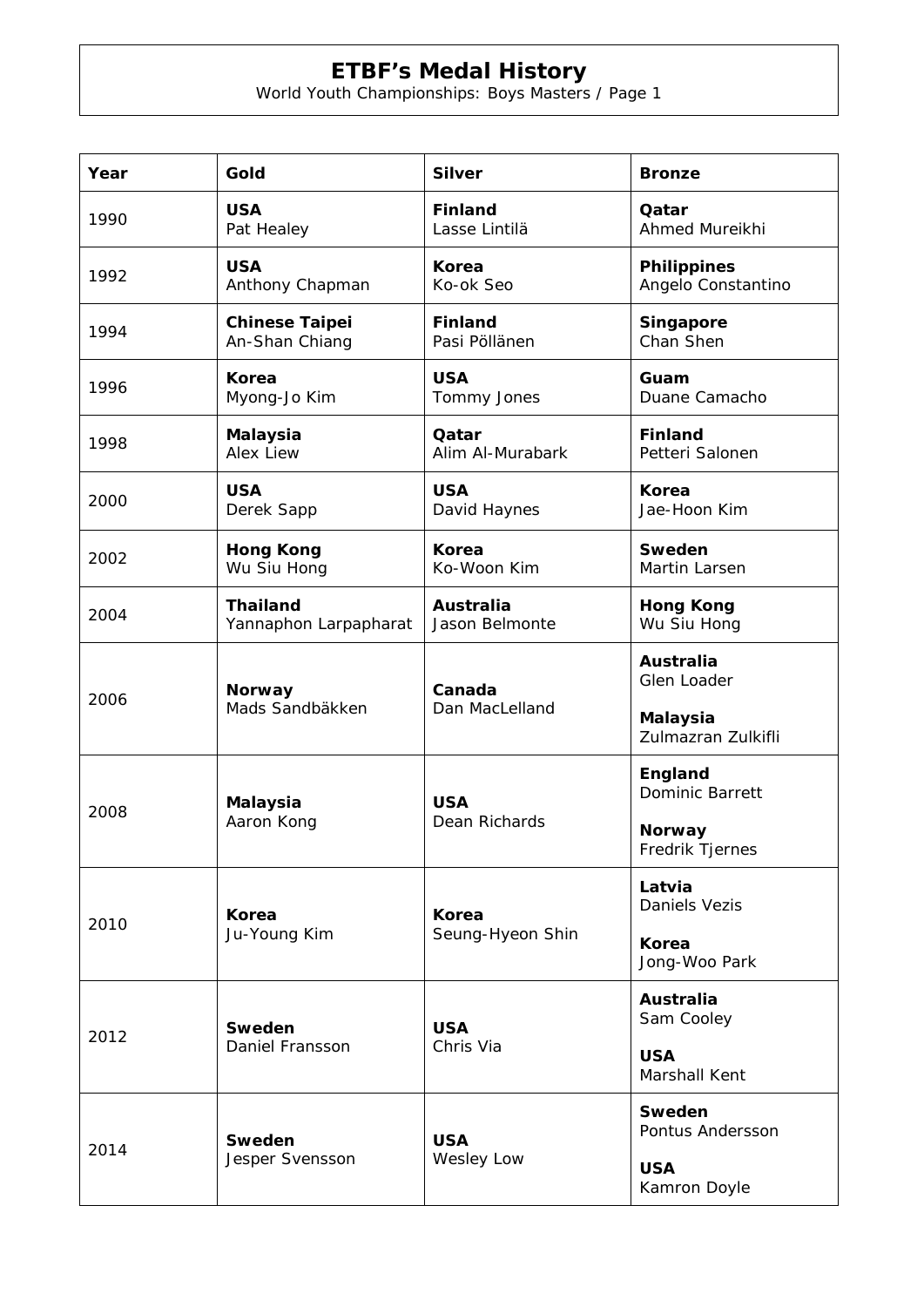# ETBF's Medal History

World Youth Championships: Boys Masters / Page 1

| Year | Gold | Silver | Bronze |
|---|---|---|---|
| 1990 | **USA**<br>Pat Healey | **Finland**<br>Lasse Lintilä | **Qatar**<br>Ahmed Mureikhi |
| 1992 | **USA**<br>Anthony Chapman | **Korea**<br>Ko-ok Seo | **Philippines**<br>Angelo Constantino |
| 1994 | **Chinese Taipei**<br>An-Shan Chiang | **Finland**<br>Pasi Pöllänen | **Singapore**<br>Chan Shen |
| 1996 | **Korea**<br>Myong-Jo Kim | **USA**<br>Tommy Jones | **Guam**<br>Duane Camacho |
| 1998 | **Malaysia**<br>Alex Liew | **Qatar**<br>Alim Al-Murabark | **Finland**<br>Petteri Salonen |
| 2000 | **USA**<br>Derek Sapp | **USA**<br>David Haynes | **Korea**<br>Jae-Hoon Kim |
| 2002 | **Hong Kong**<br>Wu Siu Hong | **Korea**<br>Ko-Woon Kim | **Sweden**<br>Martin Larsen |
| 2004 | **Thailand**<br>Yannaphon Larpapharat | **Australia**<br>Jason Belmonte | **Hong Kong**<br>Wu Siu Hong |
| 2006 | **Norway**<br>Mads Sandbäkken | **Canada**<br>Dan MacLelland | **Australia**<br>Glen Loader<br><br>**Malaysia**<br>Zulmazran Zulkifli |
| 2008 | **Malaysia**<br>Aaron Kong | **USA**<br>Dean Richards | **England**<br>Dominic Barrett<br><br>**Norway**<br>Fredrik Tjernes |
| 2010 | **Korea**<br>Ju-Young Kim | **Korea**<br>Seung-Hyeon Shin | **Latvia**<br>Daniels Vezis<br><br>**Korea**<br>Jong-Woo Park |
| 2012 | **Sweden**<br>Daniel Fransson | **USA**<br>Chris Via | **Australia**<br>Sam Cooley<br><br>**USA**<br>Marshall Kent |
| 2014 | **Sweden**<br>Jesper Svensson | **USA**<br>Wesley Low | **Sweden**<br>Pontus Andersson<br><br>**USA**<br>Kamron Doyle |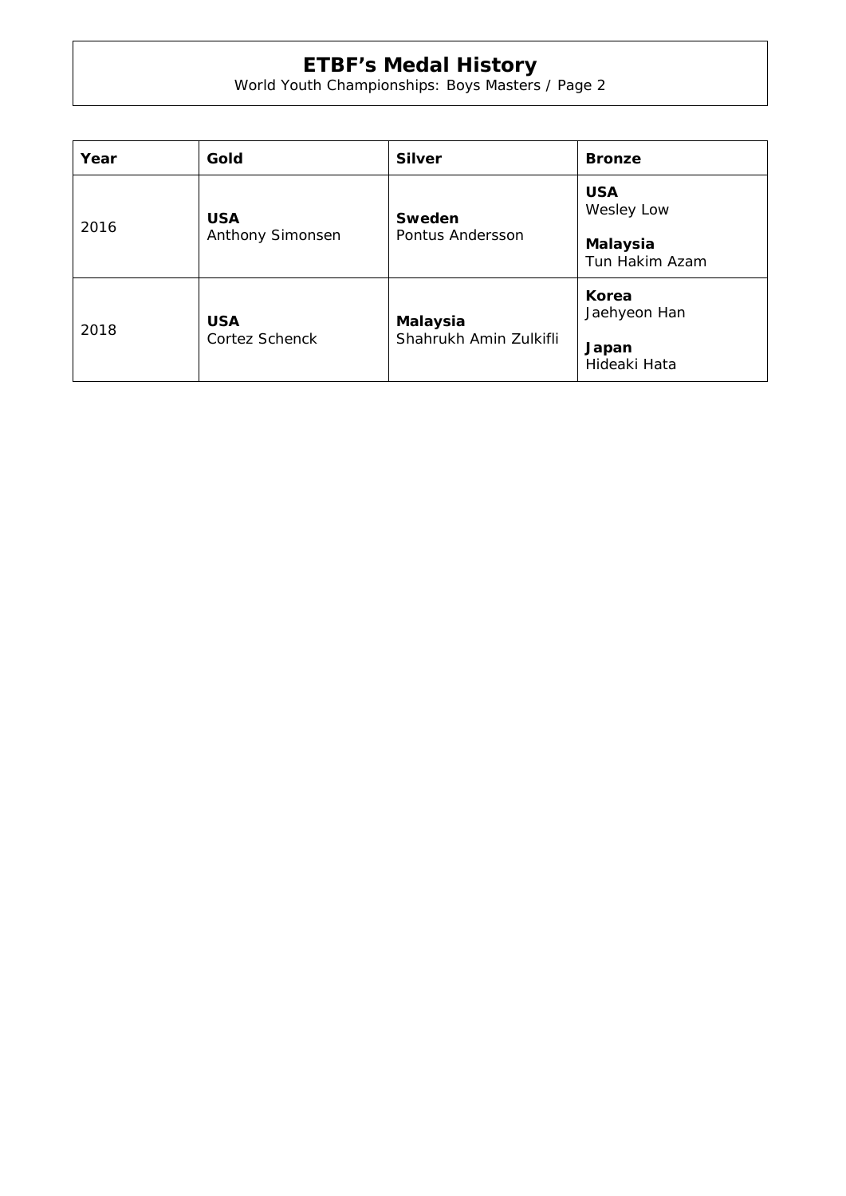# ETBF's Medal History

World Youth Championships: Boys Masters / Page 2

| Year | Gold | Silver | Bronze |
|---|---|---|---|
| 2016 | **USA**<br>Anthony Simonsen | **Sweden**<br>Pontus Andersson | **USA**<br>Wesley Low<br><br>**Malaysia**<br>Tun Hakim Azam |
| 2018 | **USA**<br>Cortez Schenck | **Malaysia**<br>Shahrukh Amin Zulkifli | **Korea**<br>Jaehyeon Han<br><br>**Japan**<br>Hideaki Hata |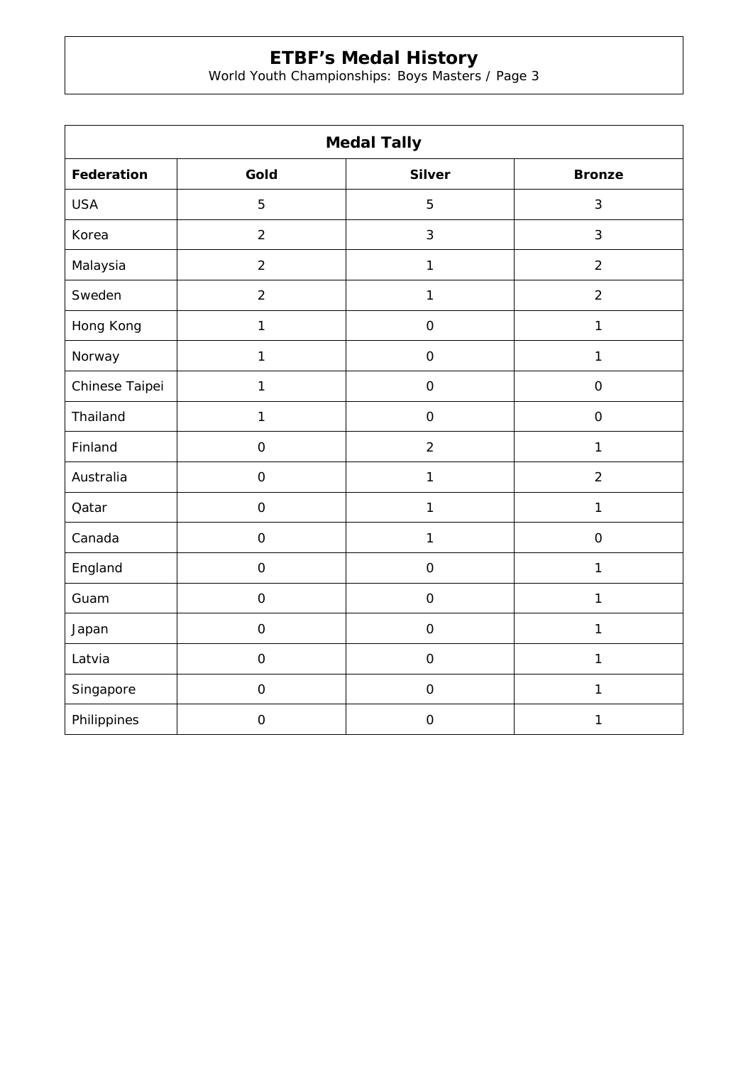# ETBF's Medal History

World Youth Championships: Boys Masters / Page 3

| Medal Tally | | | |
|---|---|---|---|
| **Federation** | **Gold** | **Silver** | **Bronze** |
| USA | 5 | 5 | 3 |
| Korea | 2 | 3 | 3 |
| Malaysia | 2 | 1 | 2 |
| Sweden | 2 | 1 | 2 |
| Hong Kong | 1 | 0 | 1 |
| Norway | 1 | 0 | 1 |
| Chinese Taipei | 1 | 0 | 0 |
| Thailand | 1 | 0 | 0 |
| Finland | 0 | 2 | 1 |
| Australia | 0 | 1 | 2 |
| Qatar | 0 | 1 | 1 |
| Canada | 0 | 1 | 0 |
| England | 0 | 0 | 1 |
| Guam | 0 | 0 | 1 |
| Japan | 0 | 0 | 1 |
| Latvia | 0 | 0 | 1 |
| Singapore | 0 | 0 | 1 |
| Philippines | 0 | 0 | 1 |